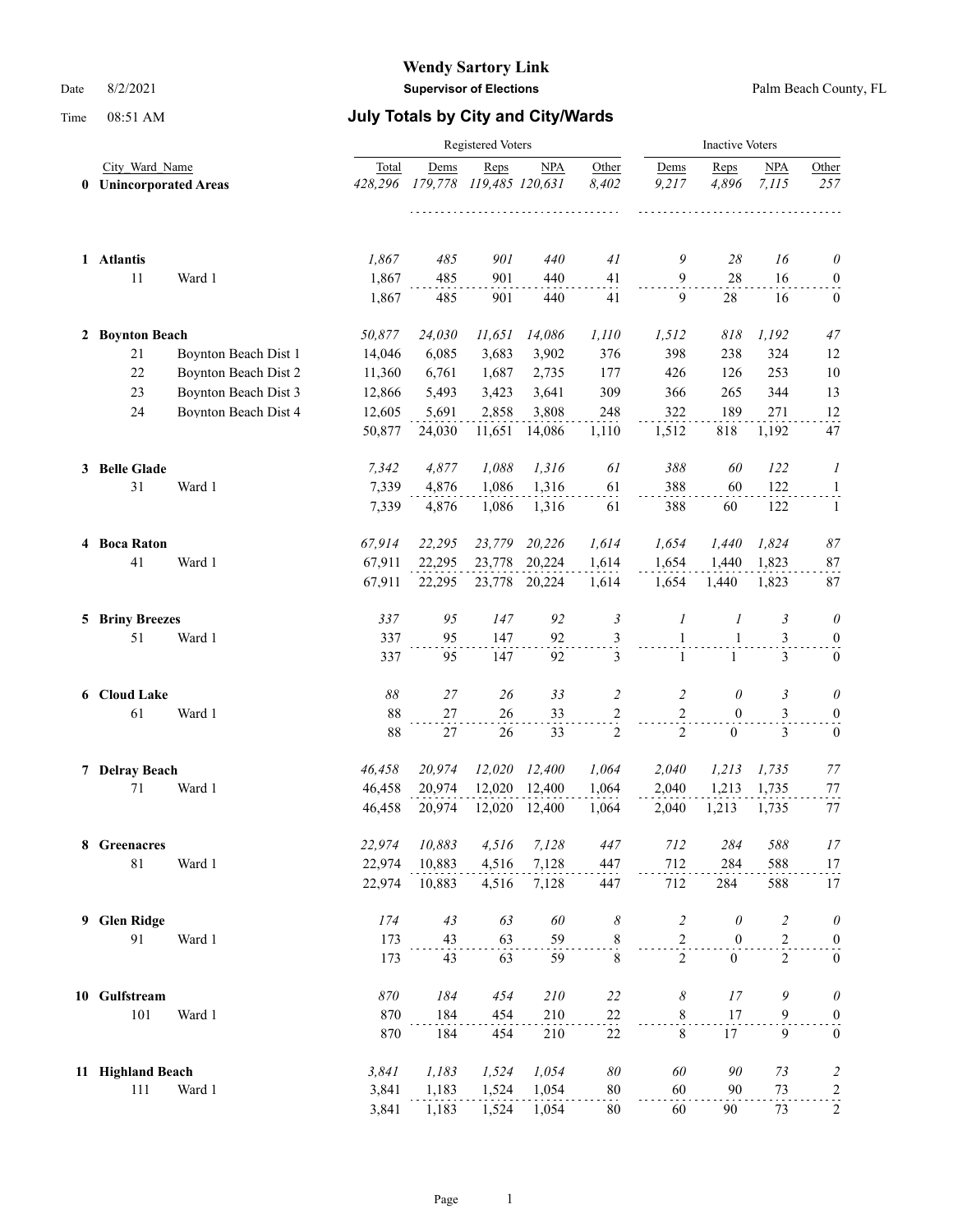# Wendy Sartory Link

**Supervisor of Elections**

Palm Beach County, FL

Date 8/2/2021

Time 08:51 AM

## July Totals by City and City/Wards

| | City_Ward_Name | | Registered Voters | | | | | Inactive Voters | | | |
|---|---|---|---|---|---|---|---|---|---|---|---|
| | | | Total | Dems | Reps | NPA | Other | Dems | Reps | NPA | Other |
| **0** | **Unincorporated Areas** | | *428,296* | *179,778* | *119,485* | *120,631* | *8,402* | *9,217* | *4,896* | *7,115* | *257* |
| **1** | **Atlantis** | | *1,867* | *485* | *901* | *440* | *41* | *9* | *28* | *16* | *0* |
| | 11 | Ward 1 | 1,867 | 485 | 901 | 440 | 41 | 9 | 28 | 16 | 0 |
| | | | 1,867 | 485 | 901 | 440 | 41 | 9 | 28 | 16 | 0 |
| **2** | **Boynton Beach** | | *50,877* | *24,030* | *11,651* | *14,086* | *1,110* | *1,512* | *818* | *1,192* | *47* |
| | 21 | Boynton Beach Dist 1 | 14,046 | 6,085 | 3,683 | 3,902 | 376 | 398 | 238 | 324 | 12 |
| | 22 | Boynton Beach Dist 2 | 11,360 | 6,761 | 1,687 | 2,735 | 177 | 426 | 126 | 253 | 10 |
| | 23 | Boynton Beach Dist 3 | 12,866 | 5,493 | 3,423 | 3,641 | 309 | 366 | 265 | 344 | 13 |
| | 24 | Boynton Beach Dist 4 | 12,605 | 5,691 | 2,858 | 3,808 | 248 | 322 | 189 | 271 | 12 |
| | | | 50,877 | 24,030 | 11,651 | 14,086 | 1,110 | 1,512 | 818 | 1,192 | 47 |
| **3** | **Belle Glade** | | *7,342* | *4,877* | *1,088* | *1,316* | *61* | *388* | *60* | *122* | *1* |
| | 31 | Ward 1 | 7,339 | 4,876 | 1,086 | 1,316 | 61 | 388 | 60 | 122 | 1 |
| | | | 7,339 | 4,876 | 1,086 | 1,316 | 61 | 388 | 60 | 122 | 1 |
| **4** | **Boca Raton** | | *67,914* | *22,295* | *23,779* | *20,226* | *1,614* | *1,654* | *1,440* | *1,824* | *87* |
| | 41 | Ward 1 | 67,911 | 22,295 | 23,778 | 20,224 | 1,614 | 1,654 | 1,440 | 1,823 | 87 |
| | | | 67,911 | 22,295 | 23,778 | 20,224 | 1,614 | 1,654 | 1,440 | 1,823 | 87 |
| **5** | **Briny Breezes** | | *337* | *95* | *147* | *92* | *3* | *1* | *1* | *3* | *0* |
| | 51 | Ward 1 | 337 | 95 | 147 | 92 | 3 | 1 | 1 | 3 | 0 |
| | | | 337 | 95 | 147 | 92 | 3 | 1 | 1 | 3 | 0 |
| **6** | **Cloud Lake** | | *88* | *27* | *26* | *33* | *2* | *2* | *0* | *3* | *0* |
| | 61 | Ward 1 | 88 | 27 | 26 | 33 | 2 | 2 | 0 | 3 | 0 |
| | | | 88 | 27 | 26 | 33 | 2 | 2 | 0 | 3 | 0 |
| **7** | **Delray Beach** | | *46,458* | *20,974* | *12,020* | *12,400* | *1,064* | *2,040* | *1,213* | *1,735* | *77* |
| | 71 | Ward 1 | 46,458 | 20,974 | 12,020 | 12,400 | 1,064 | 2,040 | 1,213 | 1,735 | 77 |
| | | | 46,458 | 20,974 | 12,020 | 12,400 | 1,064 | 2,040 | 1,213 | 1,735 | 77 |
| **8** | **Greenacres** | | *22,974* | *10,883* | *4,516* | *7,128* | *447* | *712* | *284* | *588* | *17* |
| | 81 | Ward 1 | 22,974 | 10,883 | 4,516 | 7,128 | 447 | 712 | 284 | 588 | 17 |
| | | | 22,974 | 10,883 | 4,516 | 7,128 | 447 | 712 | 284 | 588 | 17 |
| **9** | **Glen Ridge** | | *174* | *43* | *63* | *60* | *8* | *2* | *0* | *2* | *0* |
| | 91 | Ward 1 | 173 | 43 | 63 | 59 | 8 | 2 | 0 | 2 | 0 |
| | | | 173 | 43 | 63 | 59 | 8 | 2 | 0 | 2 | 0 |
| **10** | **Gulfstream** | | *870* | *184* | *454* | *210* | *22* | *8* | *17* | *9* | *0* |
| | 101 | Ward 1 | 870 | 184 | 454 | 210 | 22 | 8 | 17 | 9 | 0 |
| | | | 870 | 184 | 454 | 210 | 22 | 8 | 17 | 9 | 0 |
| **11** | **Highland Beach** | | *3,841* | *1,183* | *1,524* | *1,054* | *80* | *60* | *90* | *73* | *2* |
| | 111 | Ward 1 | 3,841 | 1,183 | 1,524 | 1,054 | 80 | 60 | 90 | 73 | 2 |
| | | | 3,841 | 1,183 | 1,524 | 1,054 | 80 | 60 | 90 | 73 | 2 |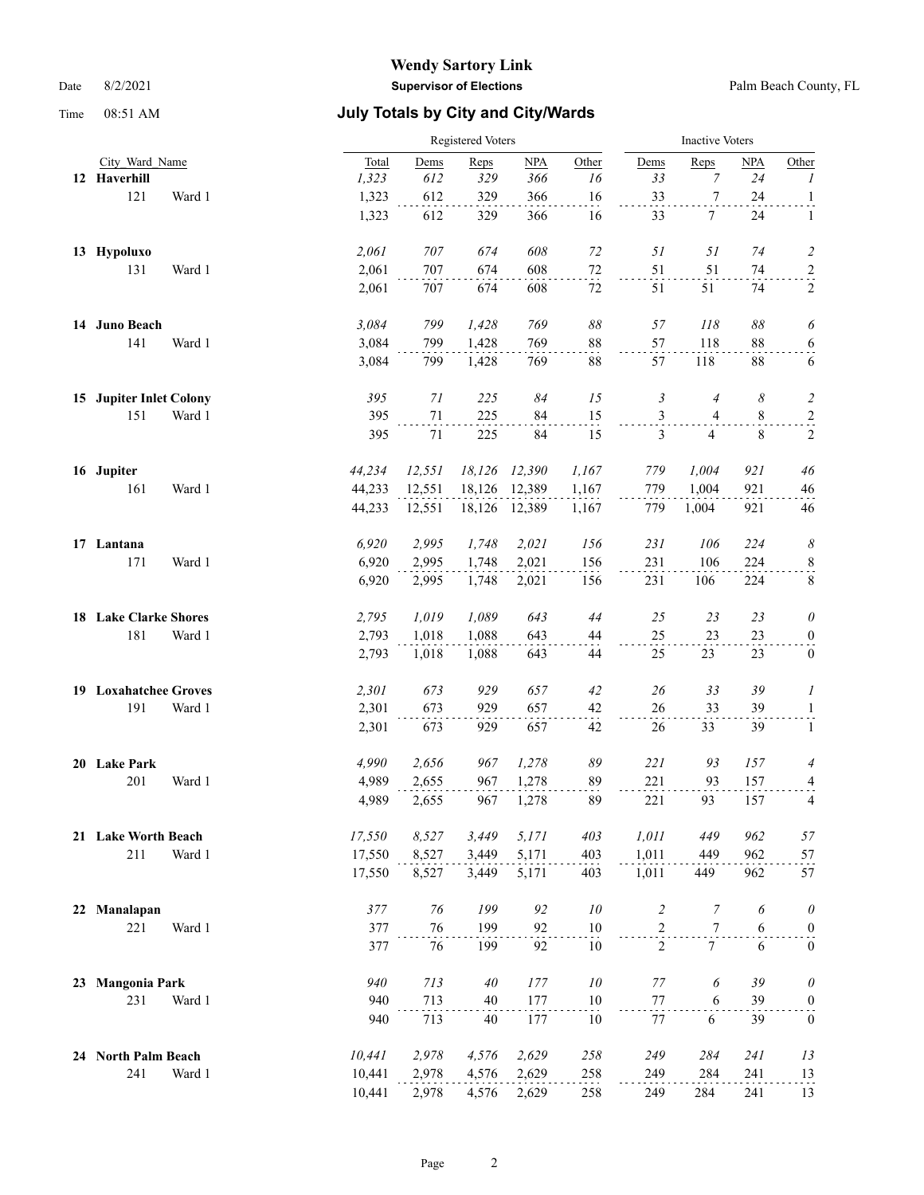# Wendy Sartory Link

**Supervisor of Elections**

Palm Beach County, FL

Date 8/2/2021

Time 08:51 AM

## July Totals by City and City/Wards

| City_Ward_Name | | Registered Voters Total | Dems | Reps | NPA | Other | Inactive Voters Dems | Reps | NPA | Other |
|---|---|---|---|---|---|---|---|---|---|---|
| **12 Haverhill** | | *1,323* | *612* | *329* | *366* | *16* | *33* | *7* | *24* | *1* |
| 121 | Ward 1 | 1,323 | 612 | 329 | 366 | 16 | 33 | 7 | 24 | 1 |
| | | 1,323 | 612 | 329 | 366 | 16 | 33 | 7 | 24 | 1 |
| **13 Hypoluxo** | | *2,061* | *707* | *674* | *608* | *72* | *51* | *51* | *74* | *2* |
| 131 | Ward 1 | 2,061 | 707 | 674 | 608 | 72 | 51 | 51 | 74 | 2 |
| | | 2,061 | 707 | 674 | 608 | 72 | 51 | 51 | 74 | 2 |
| **14 Juno Beach** | | *3,084* | *799* | *1,428* | *769* | *88* | *57* | *118* | *88* | *6* |
| 141 | Ward 1 | 3,084 | 799 | 1,428 | 769 | 88 | 57 | 118 | 88 | 6 |
| | | 3,084 | 799 | 1,428 | 769 | 88 | 57 | 118 | 88 | 6 |
| **15 Jupiter Inlet Colony** | | *395* | *71* | *225* | *84* | *15* | *3* | *4* | *8* | *2* |
| 151 | Ward 1 | 395 | 71 | 225 | 84 | 15 | 3 | 4 | 8 | 2 |
| | | 395 | 71 | 225 | 84 | 15 | 3 | 4 | 8 | 2 |
| **16 Jupiter** | | *44,234* | *12,551* | *18,126* | *12,390* | *1,167* | *779* | *1,004* | *921* | *46* |
| 161 | Ward 1 | 44,233 | 12,551 | 18,126 | 12,389 | 1,167 | 779 | 1,004 | 921 | 46 |
| | | 44,233 | 12,551 | 18,126 | 12,389 | 1,167 | 779 | 1,004 | 921 | 46 |
| **17 Lantana** | | *6,920* | *2,995* | *1,748* | *2,021* | *156* | *231* | *106* | *224* | *8* |
| 171 | Ward 1 | 6,920 | 2,995 | 1,748 | 2,021 | 156 | 231 | 106 | 224 | 8 |
| | | 6,920 | 2,995 | 1,748 | 2,021 | 156 | 231 | 106 | 224 | 8 |
| **18 Lake Clarke Shores** | | *2,795* | *1,019* | *1,089* | *643* | *44* | *25* | *23* | *23* | *0* |
| 181 | Ward 1 | 2,793 | 1,018 | 1,088 | 643 | 44 | 25 | 23 | 23 | 0 |
| | | 2,793 | 1,018 | 1,088 | 643 | 44 | 25 | 23 | 23 | 0 |
| **19 Loxahatchee Groves** | | *2,301* | *673* | *929* | *657* | *42* | *26* | *33* | *39* | *1* |
| 191 | Ward 1 | 2,301 | 673 | 929 | 657 | 42 | 26 | 33 | 39 | 1 |
| | | 2,301 | 673 | 929 | 657 | 42 | 26 | 33 | 39 | 1 |
| **20 Lake Park** | | *4,990* | *2,656* | *967* | *1,278* | *89* | *221* | *93* | *157* | *4* |
| 201 | Ward 1 | 4,989 | 2,655 | 967 | 1,278 | 89 | 221 | 93 | 157 | 4 |
| | | 4,989 | 2,655 | 967 | 1,278 | 89 | 221 | 93 | 157 | 4 |
| **21 Lake Worth Beach** | | *17,550* | *8,527* | *3,449* | *5,171* | *403* | *1,011* | *449* | *962* | *57* |
| 211 | Ward 1 | 17,550 | 8,527 | 3,449 | 5,171 | 403 | 1,011 | 449 | 962 | 57 |
| | | 17,550 | 8,527 | 3,449 | 5,171 | 403 | 1,011 | 449 | 962 | 57 |
| **22 Manalapan** | | *377* | *76* | *199* | *92* | *10* | *2* | *7* | *6* | *0* |
| 221 | Ward 1 | 377 | 76 | 199 | 92 | 10 | 2 | 7 | 6 | 0 |
| | | 377 | 76 | 199 | 92 | 10 | 2 | 7 | 6 | 0 |
| **23 Mangonia Park** | | *940* | *713* | *40* | *177* | *10* | *77* | *6* | *39* | *0* |
| 231 | Ward 1 | 940 | 713 | 40 | 177 | 10 | 77 | 6 | 39 | 0 |
| | | 940 | 713 | 40 | 177 | 10 | 77 | 6 | 39 | 0 |
| **24 North Palm Beach** | | *10,441* | *2,978* | *4,576* | *2,629* | *258* | *249* | *284* | *241* | *13* |
| 241 | Ward 1 | 10,441 | 2,978 | 4,576 | 2,629 | 258 | 249 | 284 | 241 | 13 |
| | | 10,441 | 2,978 | 4,576 | 2,629 | 258 | 249 | 284 | 241 | 13 |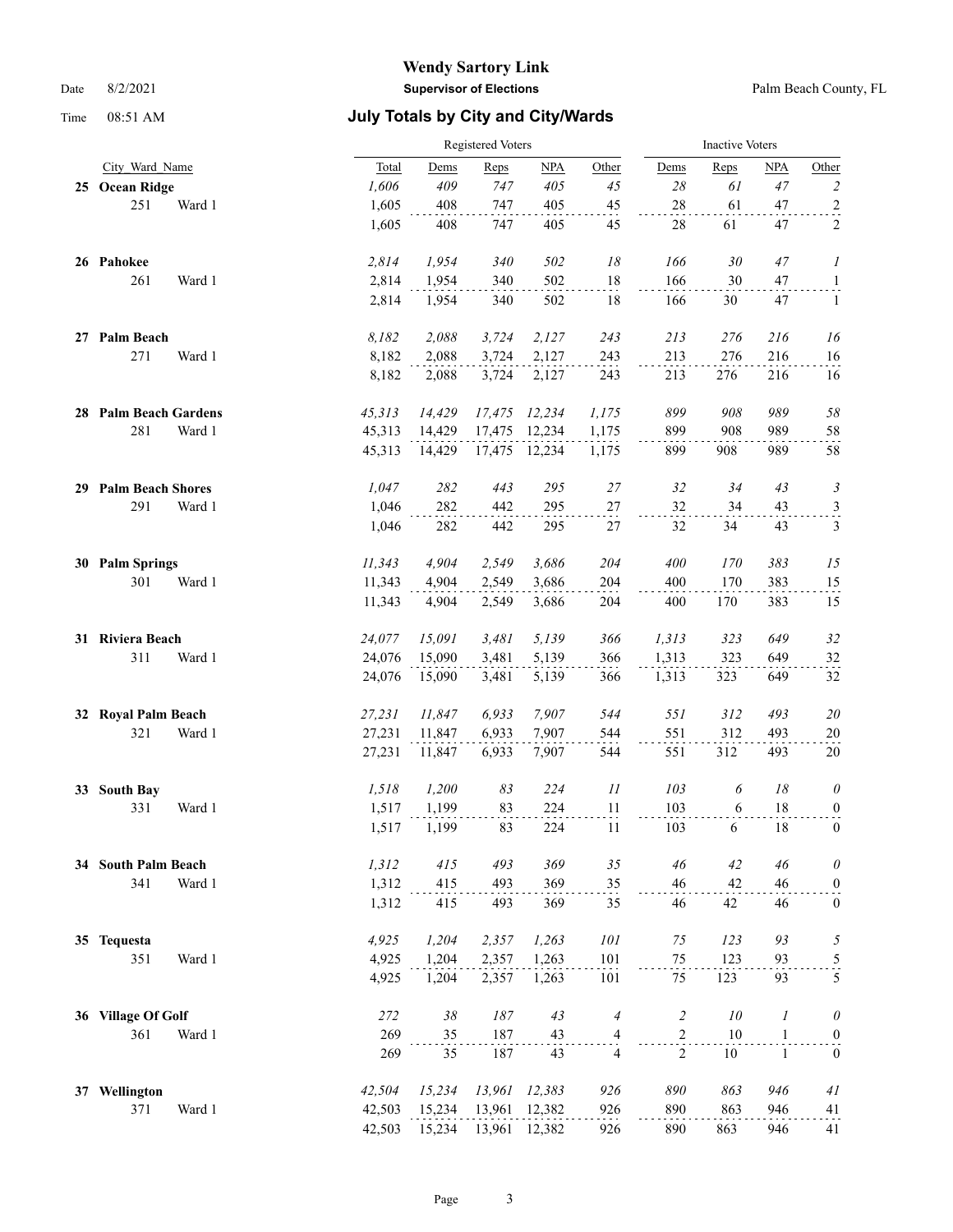# Wendy Sartory Link

**Supervisor of Elections**

Palm Beach County, FL

Date 8/2/2021

Time 08:51 AM

## July Totals by City and City/Wards

| City_Ward_Name | | Registered Voters Total | Dems | Reps | NPA | Other | Inactive Voters Dems | Reps | NPA | Other |
|---|---|---|---|---|---|---|---|---|---|---|
| **25 Ocean Ridge** | | *1,606* | *409* | *747* | *405* | *45* | *28* | *61* | *47* | *2* |
| 251 | Ward 1 | 1,605 | 408 | 747 | 405 | 45 | 28 | 61 | 47 | 2 |
| | | 1,605 | 408 | 747 | 405 | 45 | 28 | 61 | 47 | 2 |
| **26 Pahokee** | | *2,814* | *1,954* | *340* | *502* | *18* | *166* | *30* | *47* | *1* |
| 261 | Ward 1 | 2,814 | 1,954 | 340 | 502 | 18 | 166 | 30 | 47 | 1 |
| | | 2,814 | 1,954 | 340 | 502 | 18 | 166 | 30 | 47 | 1 |
| **27 Palm Beach** | | *8,182* | *2,088* | *3,724* | *2,127* | *243* | *213* | *276* | *216* | *16* |
| 271 | Ward 1 | 8,182 | 2,088 | 3,724 | 2,127 | 243 | 213 | 276 | 216 | 16 |
| | | 8,182 | 2,088 | 3,724 | 2,127 | 243 | 213 | 276 | 216 | 16 |
| **28 Palm Beach Gardens** | | *45,313* | *14,429* | *17,475* | *12,234* | *1,175* | *899* | *908* | *989* | *58* |
| 281 | Ward 1 | 45,313 | 14,429 | 17,475 | 12,234 | 1,175 | 899 | 908 | 989 | 58 |
| | | 45,313 | 14,429 | 17,475 | 12,234 | 1,175 | 899 | 908 | 989 | 58 |
| **29 Palm Beach Shores** | | *1,047* | *282* | *443* | *295* | *27* | *32* | *34* | *43* | *3* |
| 291 | Ward 1 | 1,046 | 282 | 442 | 295 | 27 | 32 | 34 | 43 | 3 |
| | | 1,046 | 282 | 442 | 295 | 27 | 32 | 34 | 43 | 3 |
| **30 Palm Springs** | | *11,343* | *4,904* | *2,549* | *3,686* | *204* | *400* | *170* | *383* | *15* |
| 301 | Ward 1 | 11,343 | 4,904 | 2,549 | 3,686 | 204 | 400 | 170 | 383 | 15 |
| | | 11,343 | 4,904 | 2,549 | 3,686 | 204 | 400 | 170 | 383 | 15 |
| **31 Riviera Beach** | | *24,077* | *15,091* | *3,481* | *5,139* | *366* | *1,313* | *323* | *649* | *32* |
| 311 | Ward 1 | 24,076 | 15,090 | 3,481 | 5,139 | 366 | 1,313 | 323 | 649 | 32 |
| | | 24,076 | 15,090 | 3,481 | 5,139 | 366 | 1,313 | 323 | 649 | 32 |
| **32 Royal Palm Beach** | | *27,231* | *11,847* | *6,933* | *7,907* | *544* | *551* | *312* | *493* | *20* |
| 321 | Ward 1 | 27,231 | 11,847 | 6,933 | 7,907 | 544 | 551 | 312 | 493 | 20 |
| | | 27,231 | 11,847 | 6,933 | 7,907 | 544 | 551 | 312 | 493 | 20 |
| **33 South Bay** | | *1,518* | *1,200* | *83* | *224* | *11* | *103* | *6* | *18* | *0* |
| 331 | Ward 1 | 1,517 | 1,199 | 83 | 224 | 11 | 103 | 6 | 18 | 0 |
| | | 1,517 | 1,199 | 83 | 224 | 11 | 103 | 6 | 18 | 0 |
| **34 South Palm Beach** | | *1,312* | *415* | *493* | *369* | *35* | *46* | *42* | *46* | *0* |
| 341 | Ward 1 | 1,312 | 415 | 493 | 369 | 35 | 46 | 42 | 46 | 0 |
| | | 1,312 | 415 | 493 | 369 | 35 | 46 | 42 | 46 | 0 |
| **35 Tequesta** | | *4,925* | *1,204* | *2,357* | *1,263* | *101* | *75* | *123* | *93* | *5* |
| 351 | Ward 1 | 4,925 | 1,204 | 2,357 | 1,263 | 101 | 75 | 123 | 93 | 5 |
| | | 4,925 | 1,204 | 2,357 | 1,263 | 101 | 75 | 123 | 93 | 5 |
| **36 Village Of Golf** | | *272* | *38* | *187* | *43* | *4* | *2* | *10* | *1* | *0* |
| 361 | Ward 1 | 269 | 35 | 187 | 43 | 4 | 2 | 10 | 1 | 0 |
| | | 269 | 35 | 187 | 43 | 4 | 2 | 10 | 1 | 0 |
| **37 Wellington** | | *42,504* | *15,234* | *13,961* | *12,383* | *926* | *890* | *863* | *946* | *41* |
| 371 | Ward 1 | 42,503 | 15,234 | 13,961 | 12,382 | 926 | 890 | 863 | 946 | 41 |
| | | 42,503 | 15,234 | 13,961 | 12,382 | 926 | 890 | 863 | 946 | 41 |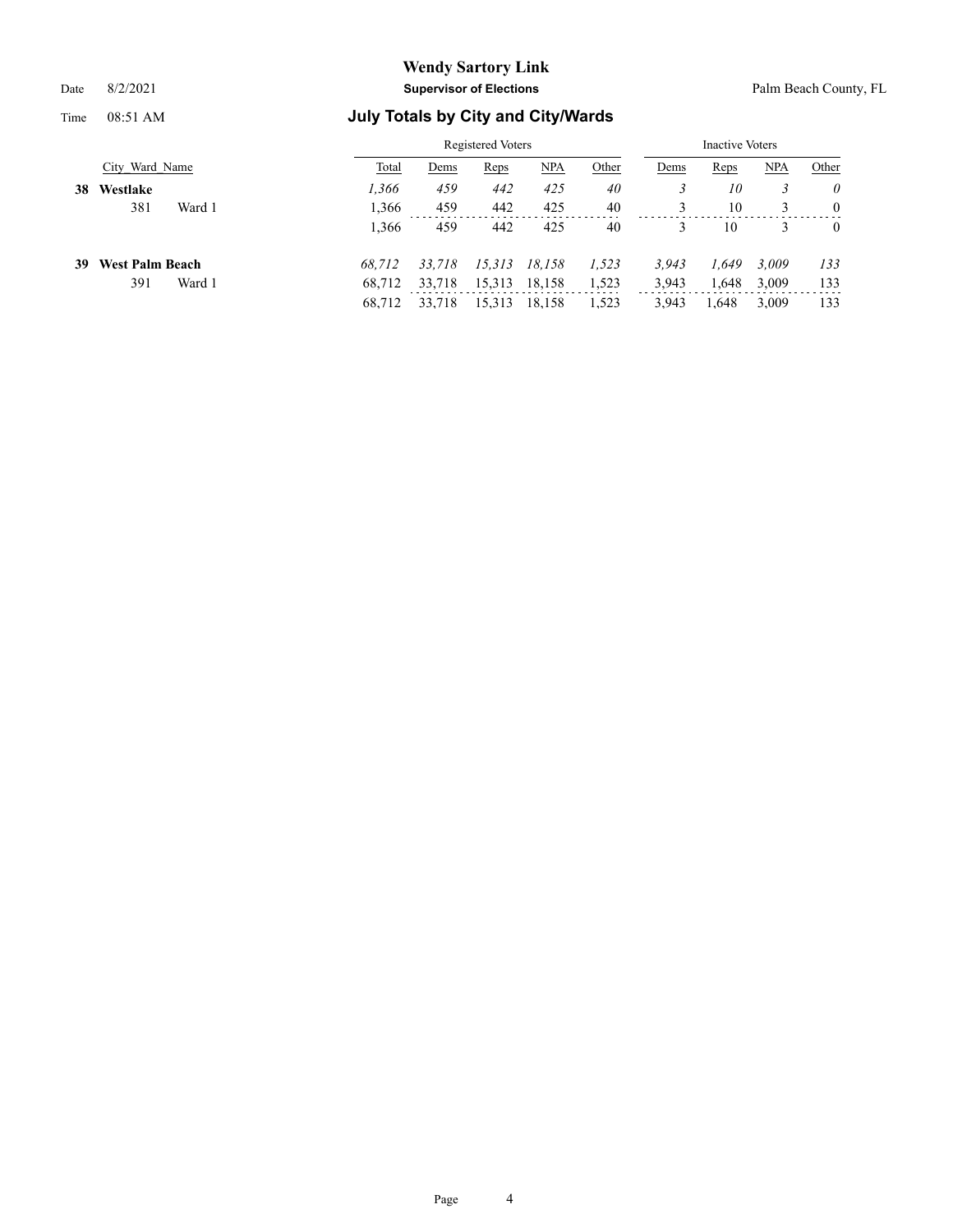**Wendy Sartory Link**

**Supervisor of Elections**

Palm Beach County, FL

Date 8/2/2021

Time 08:51 AM

## July Totals by City and City/Wards

| City_Ward_Name | | | Registered Voters | | | | | Inactive Voters | | | |
|---|---|---|---|---|---|---|---|---|---|---|---|
| | | | Total | Dems | Reps | NPA | Other | Dems | Reps | NPA | Other |
| **38** | **Westlake** | | *1,366* | *459* | *442* | *425* | *40* | *3* | *10* | *3* | *0* |
| | 381 | Ward 1 | 1,366 | 459 | 442 | 425 | 40 | 3 | 10 | 3 | 0 |
| | | | 1,366 | 459 | 442 | 425 | 40 | 3 | 10 | 3 | 0 |
| **39** | **West Palm Beach** | | *68,712* | *33,718* | *15,313* | *18,158* | *1,523* | *3,943* | *1,649* | *3,009* | *133* |
| | 391 | Ward 1 | 68,712 | 33,718 | 15,313 | 18,158 | 1,523 | 3,943 | 1,648 | 3,009 | 133 |
| | | | 68,712 | 33,718 | 15,313 | 18,158 | 1,523 | 3,943 | 1,648 | 3,009 | 133 |